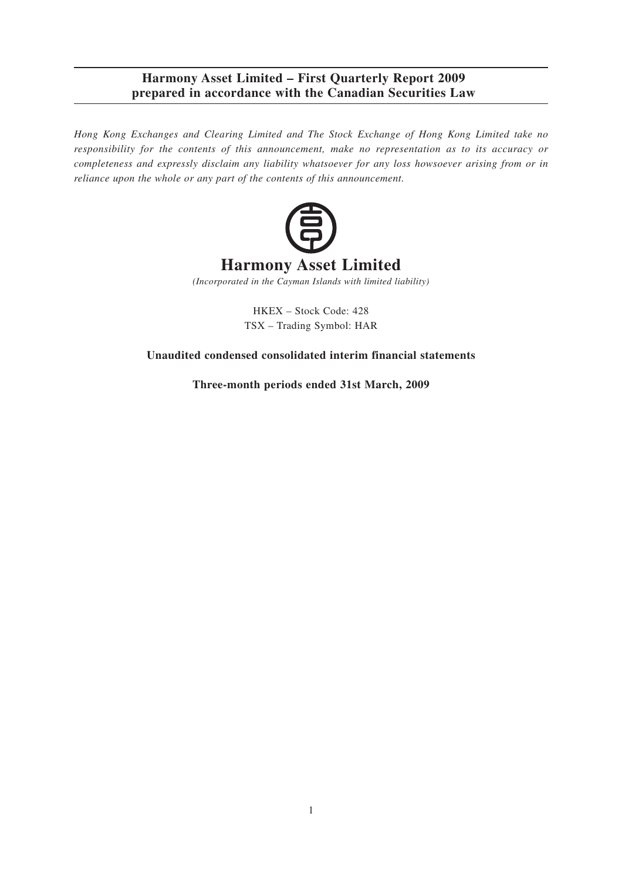**Harmony Asset Limited – First Quarterly Report 2009**
**prepared in accordance with the Canadian Securities Law**

*Hong Kong Exchanges and Clearing Limited and The Stock Exchange of Hong Kong Limited take no responsibility for the contents of this announcement, make no representation as to its accuracy or completeness and expressly disclaim any liability whatsoever for any loss howsoever arising from or in reliance upon the whole or any part of the contents of this announcement.*

# Harmony Asset Limited

*(Incorporated in the Cayman Islands with limited liability)*

HKEX – Stock Code: 428
TSX – Trading Symbol: HAR

**Unaudited condensed consolidated interim financial statements**

**Three-month periods ended 31st March, 2009**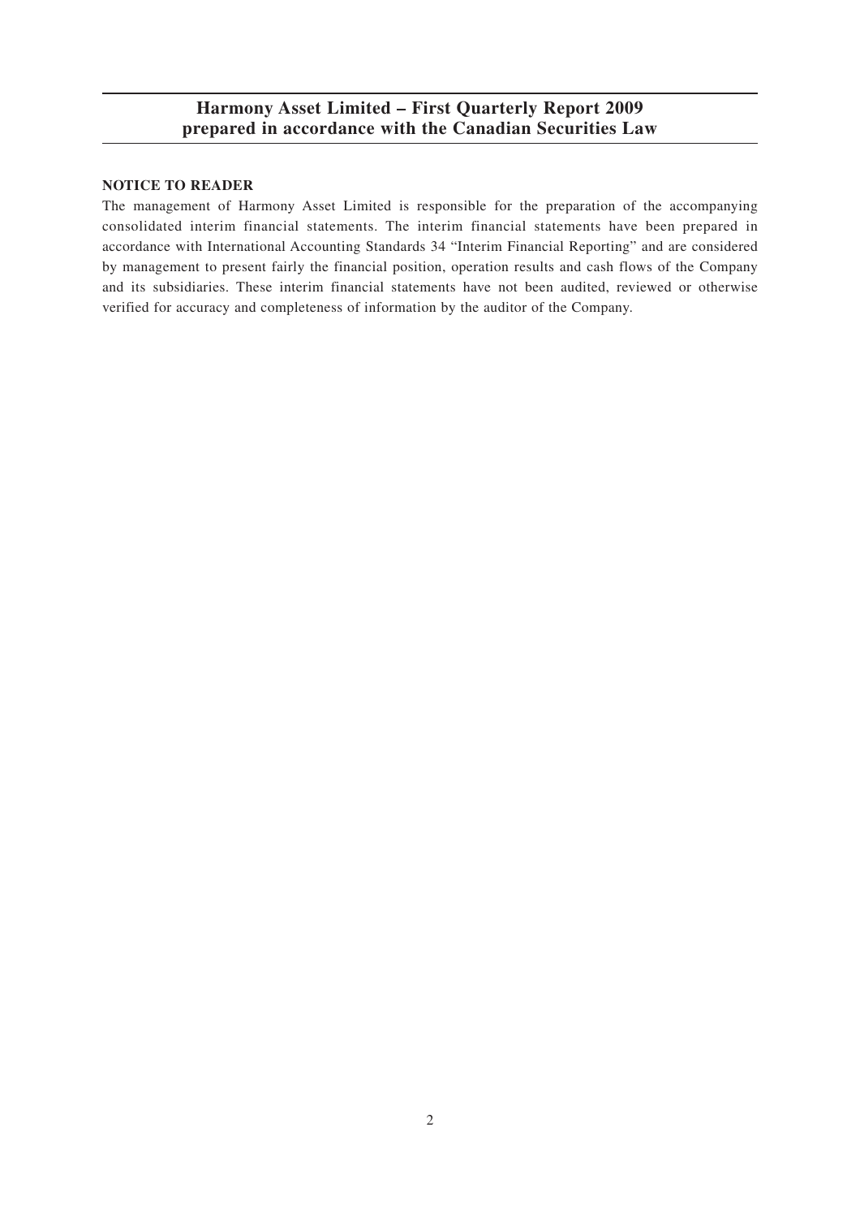# Harmony Asset Limited – First Quarterly Report 2009 prepared in accordance with the Canadian Securities Law

## NOTICE TO READER

The management of Harmony Asset Limited is responsible for the preparation of the accompanying consolidated interim financial statements. The interim financial statements have been prepared in accordance with International Accounting Standards 34 "Interim Financial Reporting" and are considered by management to present fairly the financial position, operation results and cash flows of the Company and its subsidiaries. These interim financial statements have not been audited, reviewed or otherwise verified for accuracy and completeness of information by the auditor of the Company.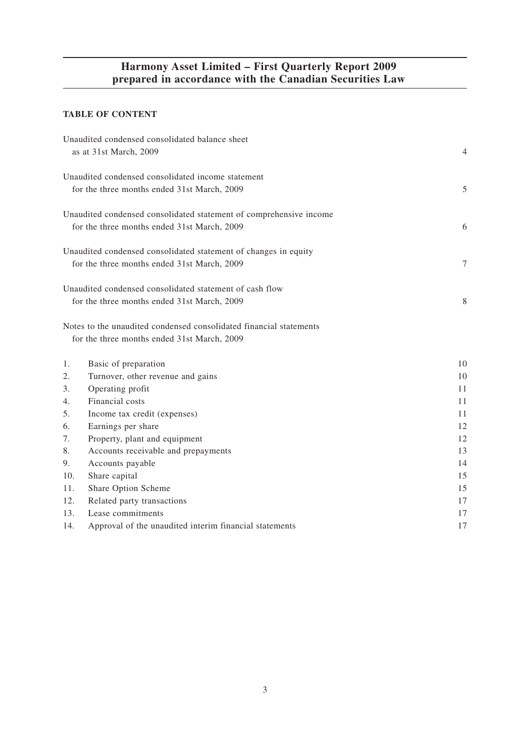# Harmony Asset Limited – First Quarterly Report 2009 prepared in accordance with the Canadian Securities Law

**TABLE OF CONTENT**

| | |
|---|---|
| Unaudited condensed consolidated balance sheet as at 31st March, 2009 | 4 |
| Unaudited condensed consolidated income statement for the three months ended 31st March, 2009 | 5 |
| Unaudited condensed consolidated statement of comprehensive income for the three months ended 31st March, 2009 | 6 |
| Unaudited condensed consolidated statement of changes in equity for the three months ended 31st March, 2009 | 7 |
| Unaudited condensed consolidated statement of cash flow for the three months ended 31st March, 2009 | 8 |

Notes to the unaudited condensed consolidated financial statements for the three months ended 31st March, 2009

| | | |
|---|---|---|
| 1. | Basic of preparation | 10 |
| 2. | Turnover, other revenue and gains | 10 |
| 3. | Operating profit | 11 |
| 4. | Financial costs | 11 |
| 5. | Income tax credit (expenses) | 11 |
| 6. | Earnings per share | 12 |
| 7. | Property, plant and equipment | 12 |
| 8. | Accounts receivable and prepayments | 13 |
| 9. | Accounts payable | 14 |
| 10. | Share capital | 15 |
| 11. | Share Option Scheme | 15 |
| 12. | Related party transactions | 17 |
| 13. | Lease commitments | 17 |
| 14. | Approval of the unaudited interim financial statements | 17 |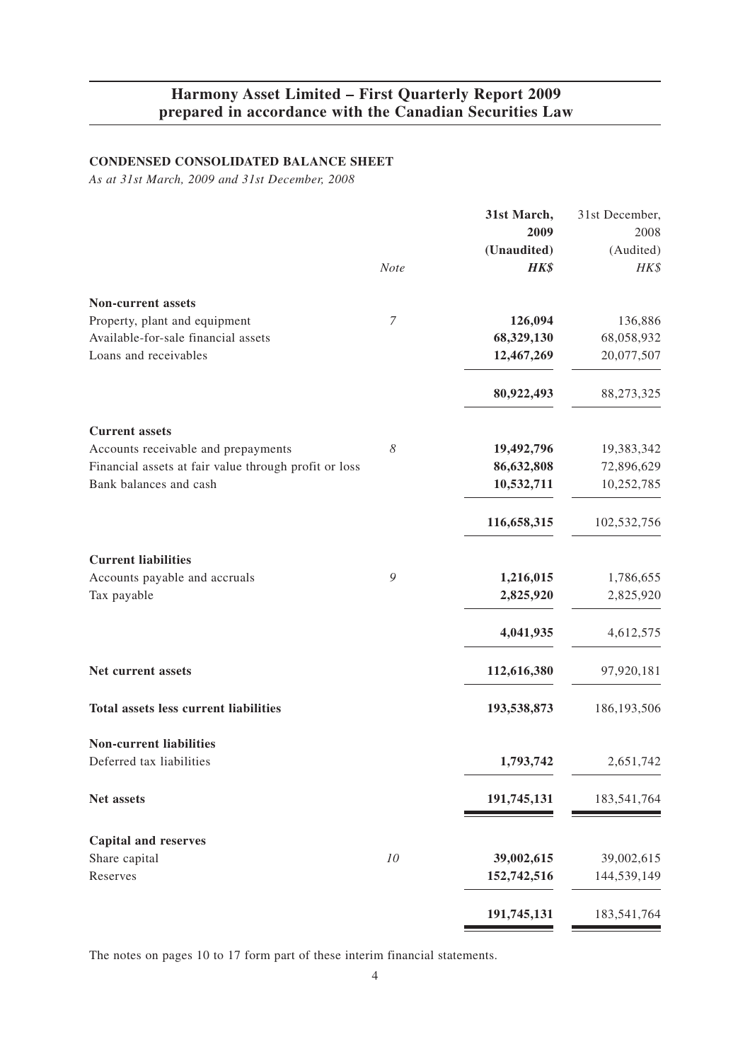# Harmony Asset Limited – First Quarterly Report 2009 prepared in accordance with the Canadian Securities Law

## CONDENSED CONSOLIDATED BALANCE SHEET

*As at 31st March, 2009 and 31st December, 2008*

| | *Note* | **31st March, 2009 (Unaudited) *HK$*** | 31st December, 2008 (Audited) *HK$* |
|---|---|---|---|
| **Non-current assets** | | | |
| Property, plant and equipment | *7* | **126,094** | 136,886 |
| Available-for-sale financial assets | | **68,329,130** | 68,058,932 |
| Loans and receivables | | **12,467,269** | 20,077,507 |
| | | **80,922,493** | 88,273,325 |
| **Current assets** | | | |
| Accounts receivable and prepayments | *8* | **19,492,796** | 19,383,342 |
| Financial assets at fair value through profit or loss | | **86,632,808** | 72,896,629 |
| Bank balances and cash | | **10,532,711** | 10,252,785 |
| | | **116,658,315** | 102,532,756 |
| **Current liabilities** | | | |
| Accounts payable and accruals | *9* | **1,216,015** | 1,786,655 |
| Tax payable | | **2,825,920** | 2,825,920 |
| | | **4,041,935** | 4,612,575 |
| **Net current assets** | | **112,616,380** | 97,920,181 |
| **Total assets less current liabilities** | | **193,538,873** | 186,193,506 |
| **Non-current liabilities** | | | |
| Deferred tax liabilities | | **1,793,742** | 2,651,742 |
| **Net assets** | | **191,745,131** | 183,541,764 |
| **Capital and reserves** | | | |
| Share capital | *10* | **39,002,615** | 39,002,615 |
| Reserves | | **152,742,516** | 144,539,149 |
| | | **191,745,131** | 183,541,764 |

The notes on pages 10 to 17 form part of these interim financial statements.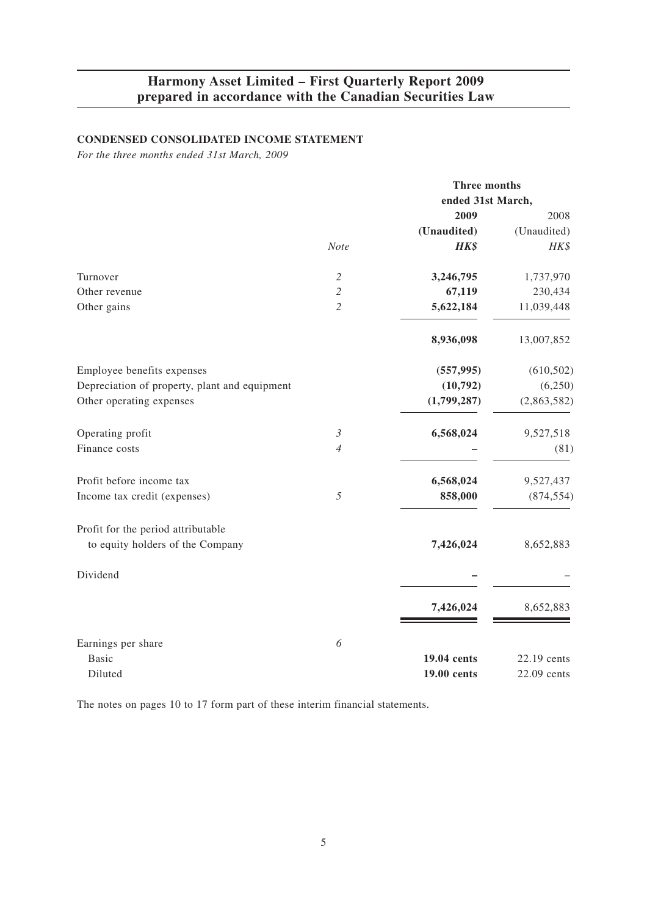# Harmony Asset Limited – First Quarterly Report 2009 prepared in accordance with the Canadian Securities Law

**CONDENSED CONSOLIDATED INCOME STATEMENT**

*For the three months ended 31st March, 2009*

| | | **Three months ended 31st March,** | |
|---|---|---|---|
| | | **2009** | 2008 |
| | | **(Unaudited)** | (Unaudited) |
| | *Note* | ***HK$*** | *HK$* |
| Turnover | *2* | **3,246,795** | 1,737,970 |
| Other revenue | *2* | **67,119** | 230,434 |
| Other gains | *2* | **5,622,184** | 11,039,448 |
| | | **8,936,098** | 13,007,852 |
| Employee benefits expenses | | **(557,995)** | (610,502) |
| Depreciation of property, plant and equipment | | **(10,792)** | (6,250) |
| Other operating expenses | | **(1,799,287)** | (2,863,582) |
| Operating profit | *3* | **6,568,024** | 9,527,518 |
| Finance costs | *4* | **–** | (81) |
| Profit before income tax | | **6,568,024** | 9,527,437 |
| Income tax credit (expenses) | *5* | **858,000** | (874,554) |
| Profit for the period attributable to equity holders of the Company | | **7,426,024** | 8,652,883 |
| Dividend | | **–** | – |
| | | **7,426,024** | 8,652,883 |
| Earnings per share | *6* | | |
| Basic | | **19.04 cents** | 22.19 cents |
| Diluted | | **19.00 cents** | 22.09 cents |

The notes on pages 10 to 17 form part of these interim financial statements.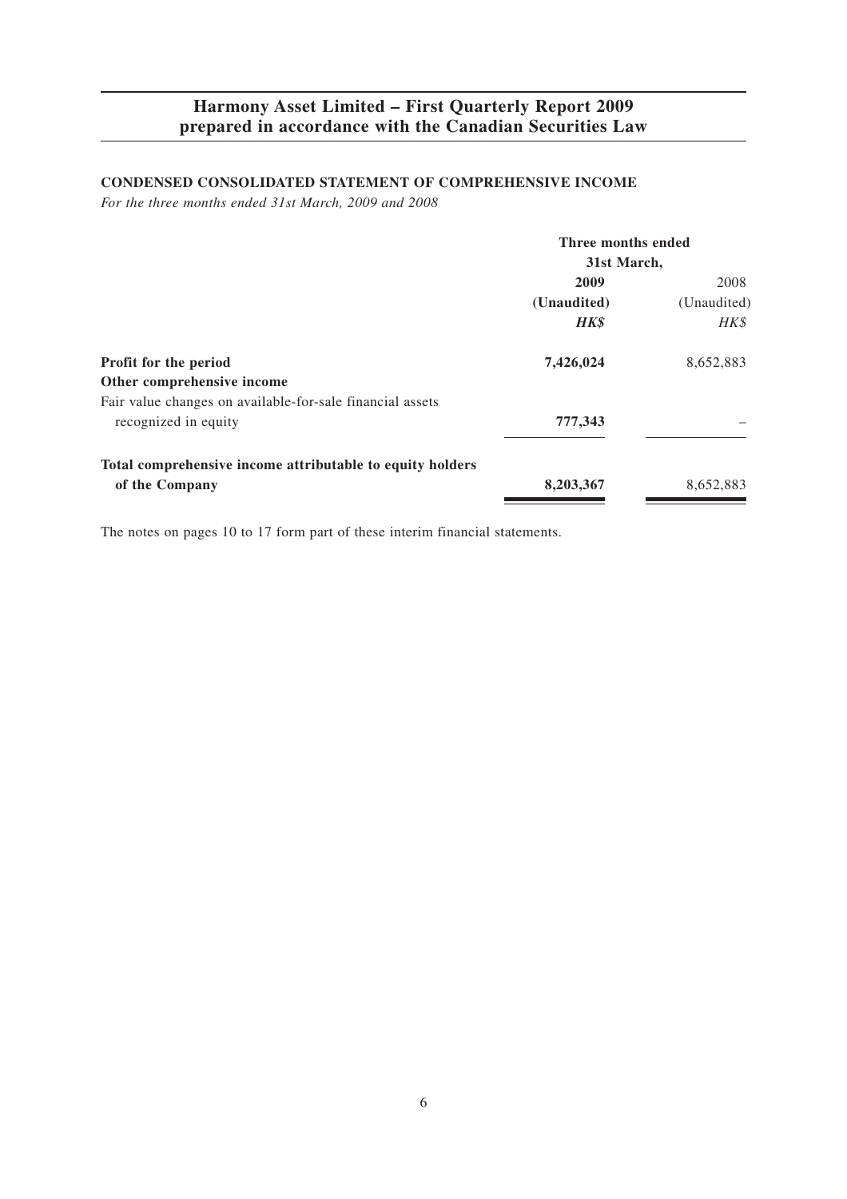# Harmony Asset Limited – First Quarterly Report 2009 prepared in accordance with the Canadian Securities Law

## CONDENSED CONSOLIDATED STATEMENT OF COMPREHENSIVE INCOME

*For the three months ended 31st March, 2009 and 2008*

| | Three months ended 31st March, | |
|---|---|---|
| | **2009** | 2008 |
| | **(Unaudited)** | (Unaudited) |
| | ***HK$*** | *HK$* |
| **Profit for the period** | **7,426,024** | 8,652,883 |
| **Other comprehensive income** | | |
| Fair value changes on available-for-sale financial assets recognized in equity | **777,343** | – |
| **Total comprehensive income attributable to equity holders of the Company** | **8,203,367** | 8,652,883 |

The notes on pages 10 to 17 form part of these interim financial statements.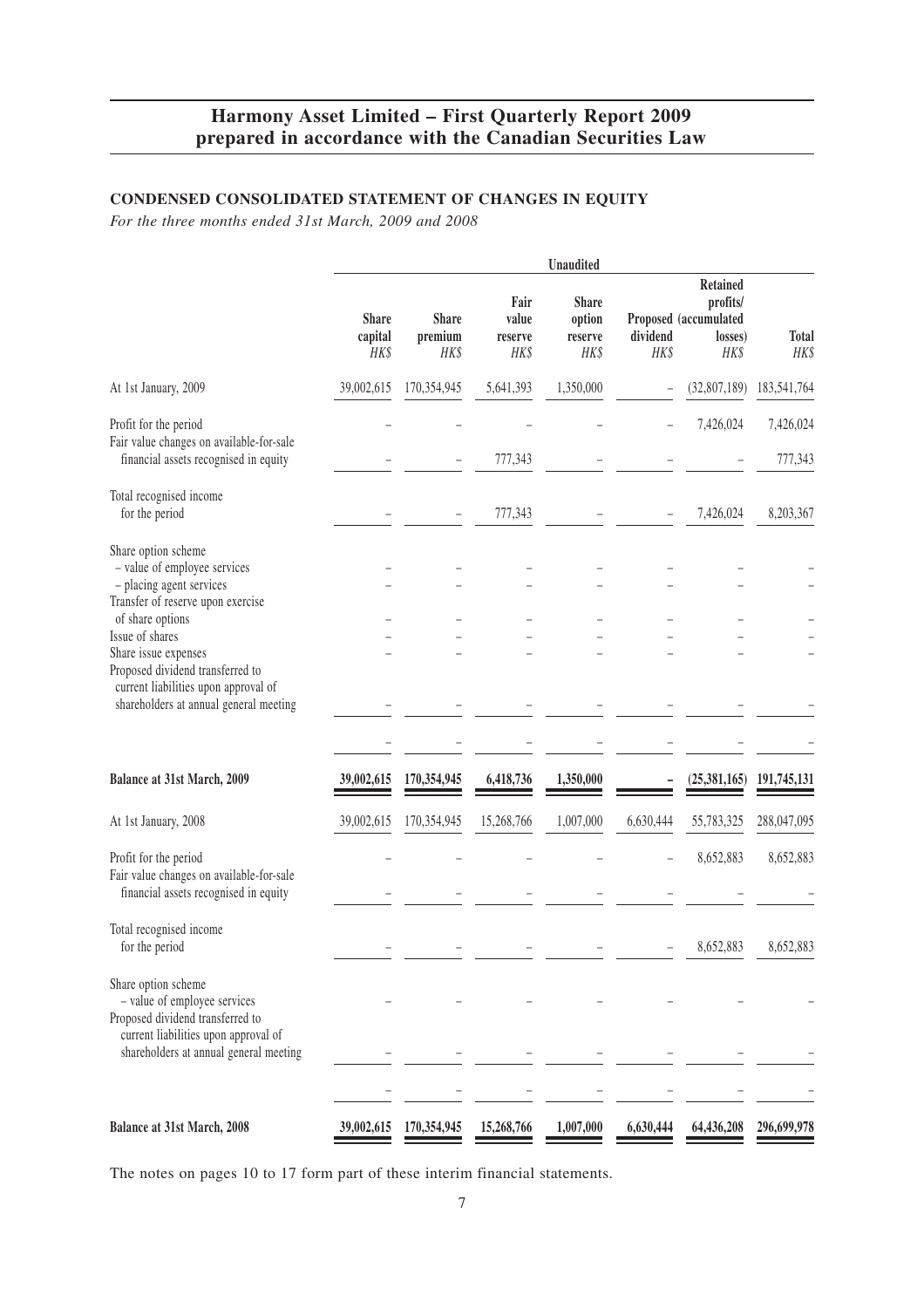# Harmony Asset Limited – First Quarterly Report 2009 prepared in accordance with the Canadian Securities Law

## CONDENSED CONSOLIDATED STATEMENT OF CHANGES IN EQUITY

*For the three months ended 31st March, 2009 and 2008*

| | Unaudited | | | | | | |
|---|---|---|---|---|---|---|---|
| | Share capital HK$ | Share premium HK$ | Fair value reserve HK$ | Share option reserve HK$ | Proposed dividend HK$ | Retained profits/ (accumulated losses) HK$ | Total HK$ |
| At 1st January, 2009 | 39,002,615 | 170,354,945 | 5,641,393 | 1,350,000 | – | (32,807,189) | 183,541,764 |
| Profit for the period | – | – | – | – | – | 7,426,024 | 7,426,024 |
| Fair value changes on available-for-sale financial assets recognised in equity | – | – | 777,343 | – | – | – | 777,343 |
| Total recognised income for the period | – | – | 777,343 | – | – | 7,426,024 | 8,203,367 |
| Share option scheme | | | | | | | |
| – value of employee services | – | – | – | – | – | – | – |
| – placing agent services | – | – | – | – | – | – | – |
| Transfer of reserve upon exercise of share options | – | – | – | – | – | – | – |
| Issue of shares | – | – | – | – | – | – | – |
| Share issue expenses | – | – | – | – | – | – | – |
| Proposed dividend transferred to current liabilities upon approval of shareholders at annual general meeting | – | – | – | – | – | – | – |
| | – | – | – | – | – | – | – |
| **Balance at 31st March, 2009** | **39,002,615** | **170,354,945** | **6,418,736** | **1,350,000** | **–** | **(25,381,165)** | **191,745,131** |
| At 1st January, 2008 | 39,002,615 | 170,354,945 | 15,268,766 | 1,007,000 | 6,630,444 | 55,783,325 | 288,047,095 |
| Profit for the period | – | – | – | – | – | 8,652,883 | 8,652,883 |
| Fair value changes on available-for-sale financial assets recognised in equity | – | – | – | – | – | – | – |
| Total recognised income for the period | – | – | – | – | – | 8,652,883 | 8,652,883 |
| Share option scheme | | | | | | | |
| – value of employee services | – | – | – | – | – | – | – |
| Proposed dividend transferred to current liabilities upon approval of shareholders at annual general meeting | – | – | – | – | – | – | – |
| | – | – | – | – | – | – | – |
| **Balance at 31st March, 2008** | **39,002,615** | **170,354,945** | **15,268,766** | **1,007,000** | **6,630,444** | **64,436,208** | **296,699,978** |

The notes on pages 10 to 17 form part of these interim financial statements.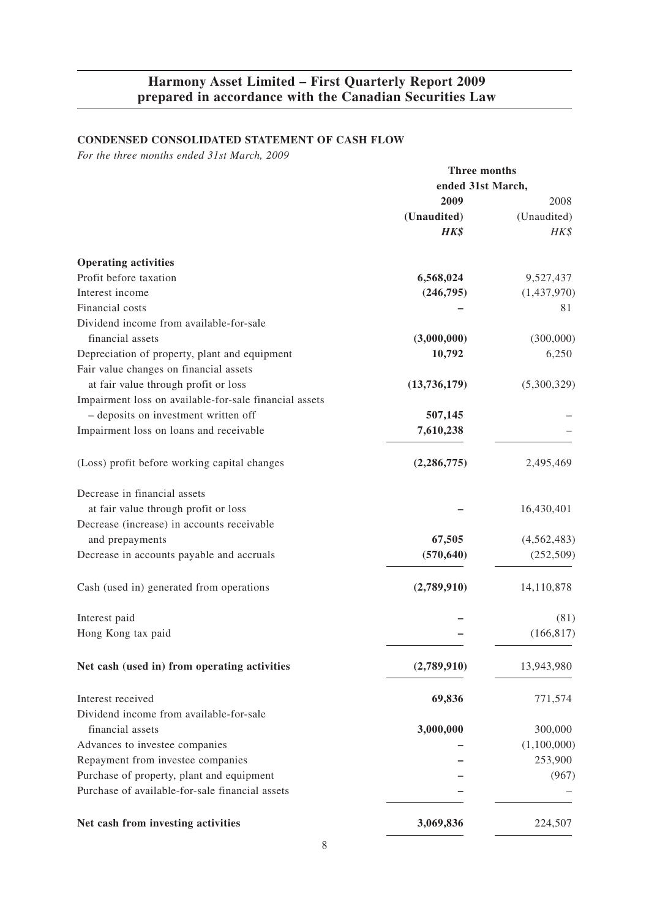# Harmony Asset Limited – First Quarterly Report 2009 prepared in accordance with the Canadian Securities Law

## CONDENSED CONSOLIDATED STATEMENT OF CASH FLOW

*For the three months ended 31st March, 2009*

| | Three months ended 31st March, | |
|---|---|---|
| | **2009** | 2008 |
| | **(Unaudited)** | (Unaudited) |
| | ***HK$*** | *HK$* |
| **Operating activities** | | |
| Profit before taxation | **6,568,024** | 9,527,437 |
| Interest income | **(246,795)** | (1,437,970) |
| Financial costs | **–** | 81 |
| Dividend income from available-for-sale financial assets | **(3,000,000)** | (300,000) |
| Depreciation of property, plant and equipment | **10,792** | 6,250 |
| Fair value changes on financial assets at fair value through profit or loss | **(13,736,179)** | (5,300,329) |
| Impairment loss on available-for-sale financial assets – deposits on investment written off | **507,145** | – |
| Impairment loss on loans and receivable | **7,610,238** | – |
| (Loss) profit before working capital changes | **(2,286,775)** | 2,495,469 |
| Decrease in financial assets at fair value through profit or loss | **–** | 16,430,401 |
| Decrease (increase) in accounts receivable and prepayments | **67,505** | (4,562,483) |
| Decrease in accounts payable and accruals | **(570,640)** | (252,509) |
| Cash (used in) generated from operations | **(2,789,910)** | 14,110,878 |
| Interest paid | **–** | (81) |
| Hong Kong tax paid | **–** | (166,817) |
| **Net cash (used in) from operating activities** | **(2,789,910)** | 13,943,980 |
| Interest received | **69,836** | 771,574 |
| Dividend income from available-for-sale financial assets | **3,000,000** | 300,000 |
| Advances to investee companies | **–** | (1,100,000) |
| Repayment from investee companies | **–** | 253,900 |
| Purchase of property, plant and equipment | **–** | (967) |
| Purchase of available-for-sale financial assets | **–** | – |
| **Net cash from investing activities** | **3,069,836** | 224,507 |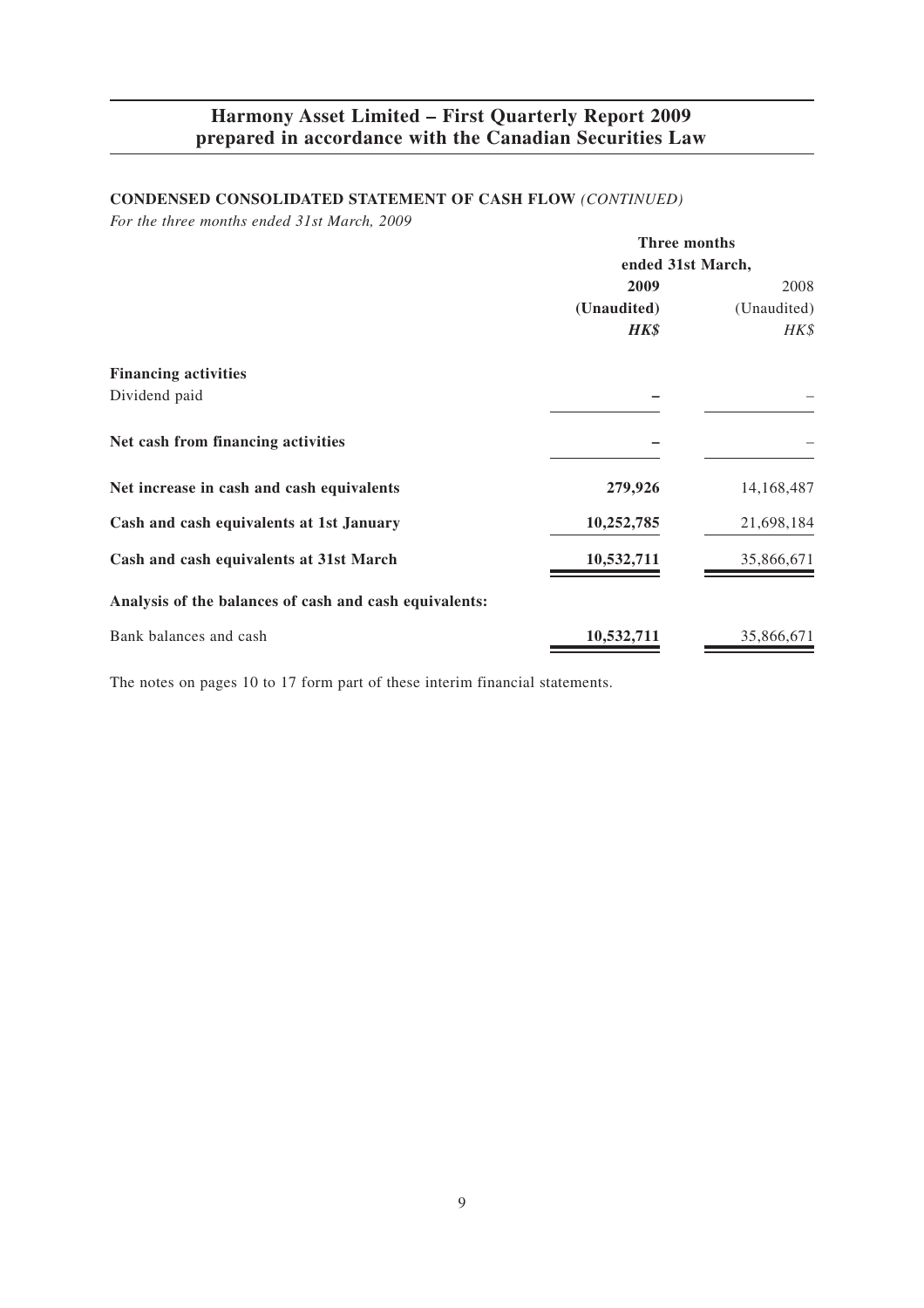## CONDENSED CONSOLIDATED STATEMENT OF CASH FLOW *(CONTINUED)*

*For the three months ended 31st March, 2009*

| | Three months ended 31st March, | |
|---|---|---|
| | **2009** | 2008 |
| | **(Unaudited)** | (Unaudited) |
| | ***HK$*** | *HK$* |
| **Financing activities** | | |
| Dividend paid | **–** | – |
| **Net cash from financing activities** | **–** | – |
| **Net increase in cash and cash equivalents** | **279,926** | 14,168,487 |
| **Cash and cash equivalents at 1st January** | **10,252,785** | 21,698,184 |
| **Cash and cash equivalents at 31st March** | **10,532,711** | 35,866,671 |
| **Analysis of the balances of cash and cash equivalents:** | | |
| Bank balances and cash | **10,532,711** | 35,866,671 |

The notes on pages 10 to 17 form part of these interim financial statements.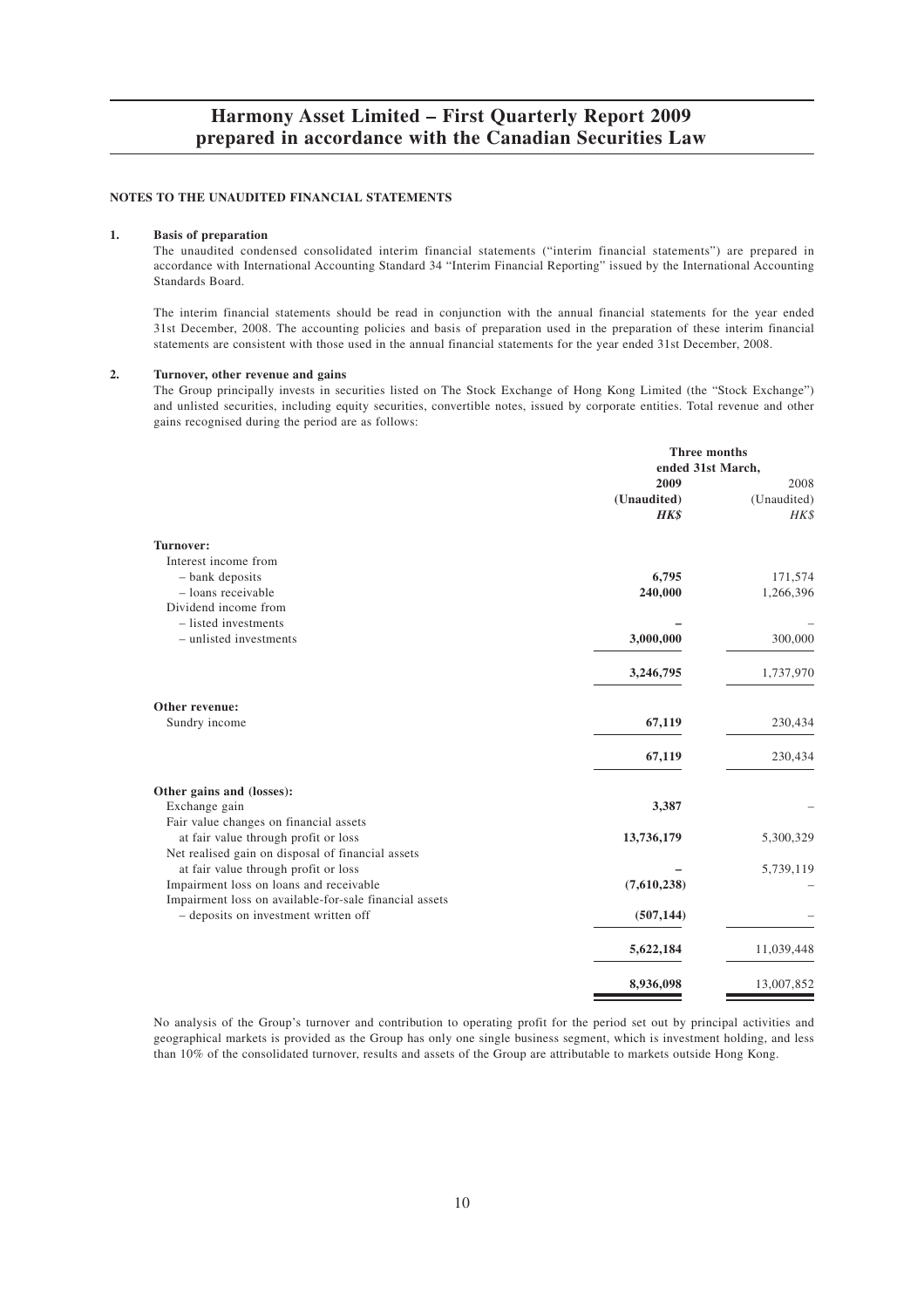# Harmony Asset Limited – First Quarterly Report 2009 prepared in accordance with the Canadian Securities Law

**NOTES TO THE UNAUDITED FINANCIAL STATEMENTS**

**1. Basis of preparation**

The unaudited condensed consolidated interim financial statements ("interim financial statements") are prepared in accordance with International Accounting Standard 34 "Interim Financial Reporting" issued by the International Accounting Standards Board.

The interim financial statements should be read in conjunction with the annual financial statements for the year ended 31st December, 2008. The accounting policies and basis of preparation used in the preparation of these interim financial statements are consistent with those used in the annual financial statements for the year ended 31st December, 2008.

**2. Turnover, other revenue and gains**

The Group principally invests in securities listed on The Stock Exchange of Hong Kong Limited (the "Stock Exchange") and unlisted securities, including equity securities, convertible notes, issued by corporate entities. Total revenue and other gains recognised during the period are as follows:

| | Three months ended 31st March, | |
|---|---|---|
| | **2009** | 2008 |
| | **(Unaudited)** | (Unaudited) |
| | ***HK$*** | *HK$* |
| **Turnover:** | | |
| Interest income from | | |
| – bank deposits | **6,795** | 171,574 |
| – loans receivable | **240,000** | 1,266,396 |
| Dividend income from | | |
| – listed investments | **–** | – |
| – unlisted investments | **3,000,000** | 300,000 |
| | **3,246,795** | 1,737,970 |
| **Other revenue:** | | |
| Sundry income | **67,119** | 230,434 |
| | **67,119** | 230,434 |
| **Other gains and (losses):** | | |
| Exchange gain | **3,387** | – |
| Fair value changes on financial assets at fair value through profit or loss | **13,736,179** | 5,300,329 |
| Net realised gain on disposal of financial assets at fair value through profit or loss | **–** | 5,739,119 |
| Impairment loss on loans and receivable | **(7,610,238)** | – |
| Impairment loss on available-for-sale financial assets – deposits on investment written off | **(507,144)** | – |
| | **5,622,184** | 11,039,448 |
| | **8,936,098** | 13,007,852 |

No analysis of the Group's turnover and contribution to operating profit for the period set out by principal activities and geographical markets is provided as the Group has only one single business segment, which is investment holding, and less than 10% of the consolidated turnover, results and assets of the Group are attributable to markets outside Hong Kong.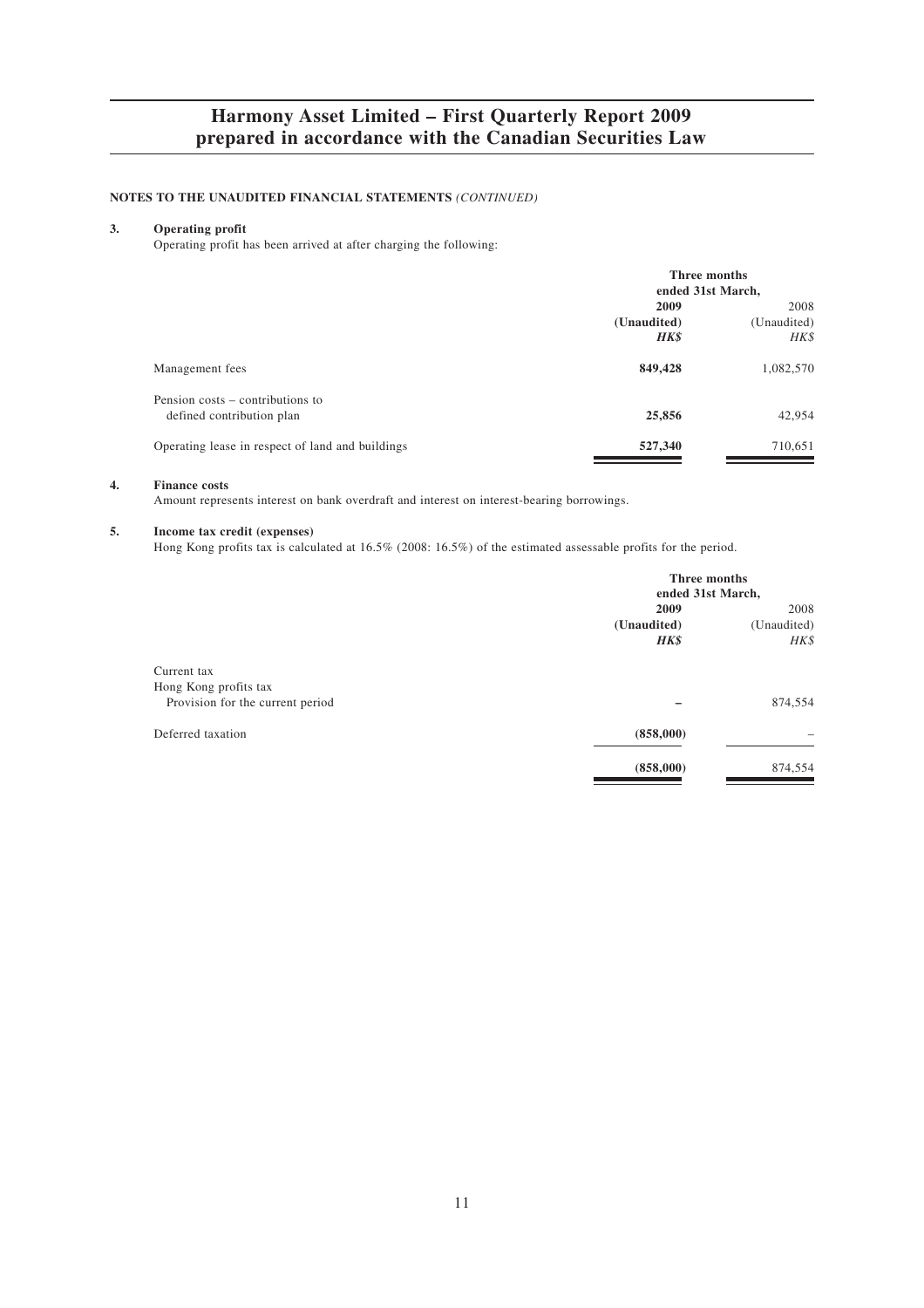**NOTES TO THE UNAUDITED FINANCIAL STATEMENTS** *(CONTINUED)*

**3. Operating profit**

Operating profit has been arrived at after charging the following:

| | Three months ended 31st March, | |
|---|---|---|
| | **2009** | 2008 |
| | **(Unaudited)** | (Unaudited) |
| | ***HK$*** | *HK$* |
| Management fees | **849,428** | 1,082,570 |
| Pension costs – contributions to defined contribution plan | **25,856** | 42,954 |
| Operating lease in respect of land and buildings | **527,340** | 710,651 |

**4. Finance costs**

Amount represents interest on bank overdraft and interest on interest-bearing borrowings.

**5. Income tax credit (expenses)**

Hong Kong profits tax is calculated at 16.5% (2008: 16.5%) of the estimated assessable profits for the period.

| | Three months ended 31st March, | |
|---|---|---|
| | **2009** | 2008 |
| | **(Unaudited)** | (Unaudited) |
| | ***HK$*** | *HK$* |
| Current tax | | |
| Hong Kong profits tax | | |
| Provision for the current period | **–** | 874,554 |
| Deferred taxation | **(858,000)** | – |
| | **(858,000)** | 874,554 |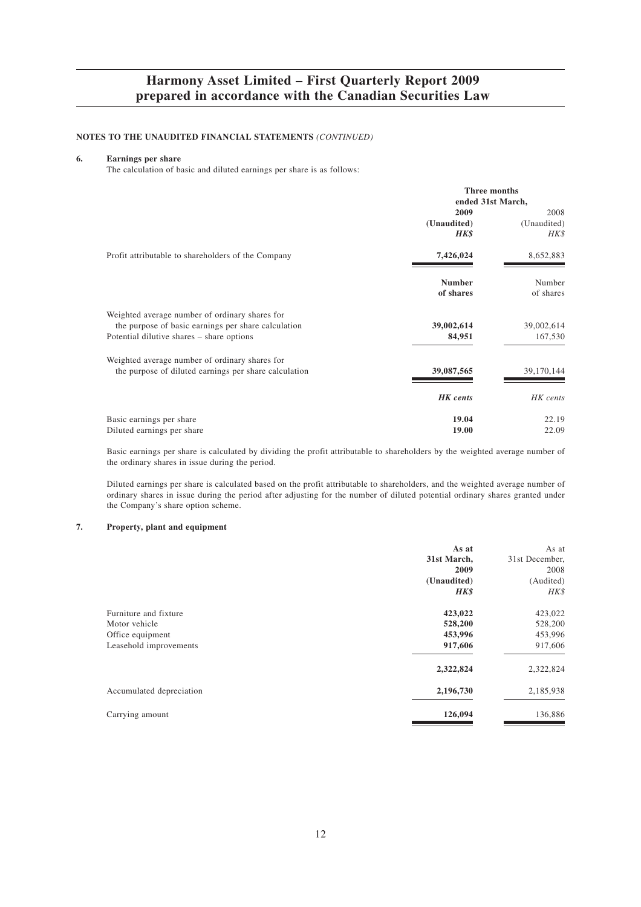**NOTES TO THE UNAUDITED FINANCIAL STATEMENTS** *(CONTINUED)*

## 6. Earnings per share

The calculation of basic and diluted earnings per share is as follows:

| | Three months ended 31st March, | |
|---|---|---|
| | **2009** | 2008 |
| | **(Unaudited)** | (Unaudited) |
| | ***HK$*** | *HK$* |
| Profit attributable to shareholders of the Company | **7,426,024** | 8,652,883 |
| | **Number of shares** | Number of shares |
| Weighted average number of ordinary shares for the purpose of basic earnings per share calculation | **39,002,614** | 39,002,614 |
| Potential dilutive shares – share options | **84,951** | 167,530 |
| Weighted average number of ordinary shares for the purpose of diluted earnings per share calculation | **39,087,565** | 39,170,144 |
| | ***HK cents*** | *HK cents* |
| Basic earnings per share | **19.04** | 22.19 |
| Diluted earnings per share | **19.00** | 22.09 |

Basic earnings per share is calculated by dividing the profit attributable to shareholders by the weighted average number of the ordinary shares in issue during the period.

Diluted earnings per share is calculated based on the profit attributable to shareholders, and the weighted average number of ordinary shares in issue during the period after adjusting for the number of diluted potential ordinary shares granted under the Company's share option scheme.

## 7. Property, plant and equipment

| | **As at 31st March, 2009** | As at 31st December, 2008 |
|---|---|---|
| | **(Unaudited)** | (Audited) |
| | ***HK$*** | *HK$* |
| Furniture and fixture | **423,022** | 423,022 |
| Motor vehicle | **528,200** | 528,200 |
| Office equipment | **453,996** | 453,996 |
| Leasehold improvements | **917,606** | 917,606 |
| | **2,322,824** | 2,322,824 |
| Accumulated depreciation | **2,196,730** | 2,185,938 |
| Carrying amount | **126,094** | 136,886 |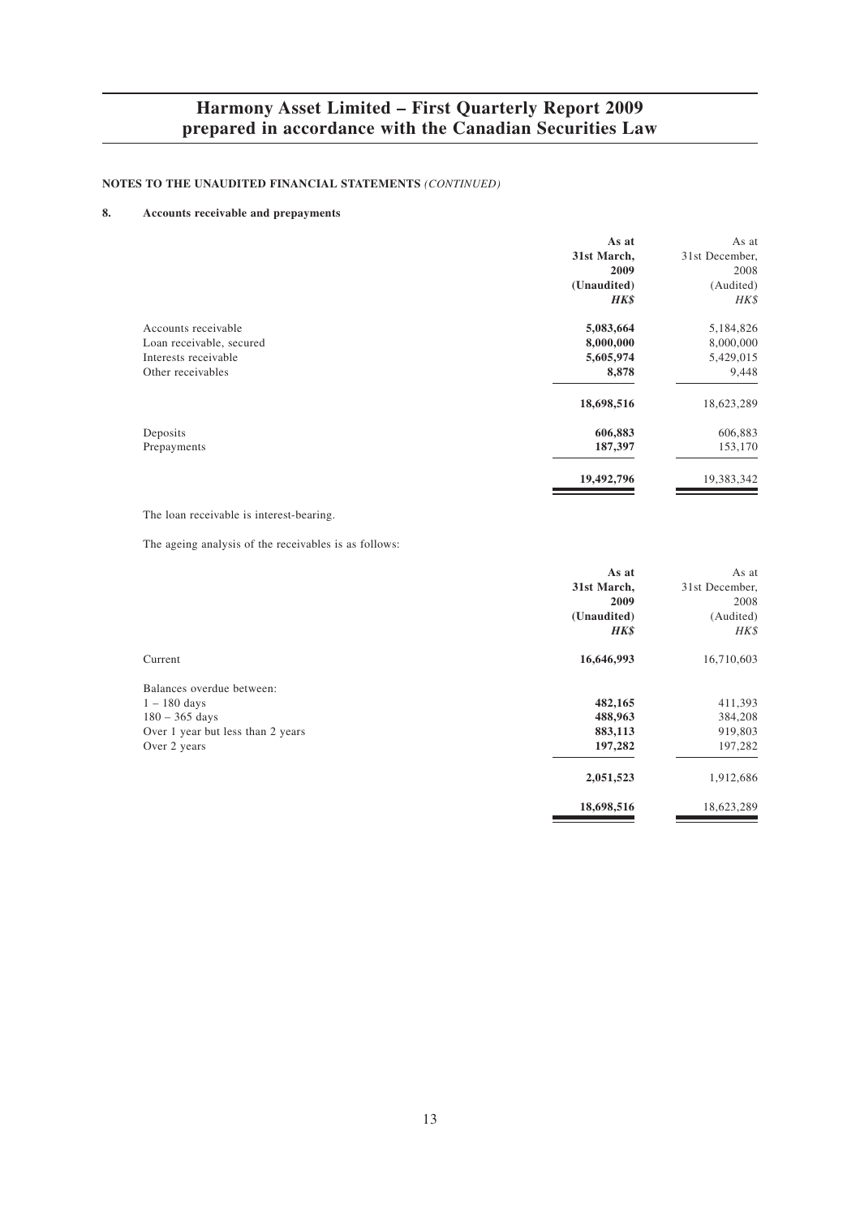**NOTES TO THE UNAUDITED FINANCIAL STATEMENTS** *(CONTINUED)*

**8. Accounts receivable and prepayments**

| | **As at 31st March, 2009 (Unaudited)** ***HK$*** | As at 31st December, 2008 (Audited) *HK$* |
|---|---|---|
| Accounts receivable | **5,083,664** | 5,184,826 |
| Loan receivable, secured | **8,000,000** | 8,000,000 |
| Interests receivable | **5,605,974** | 5,429,015 |
| Other receivables | **8,878** | 9,448 |
| | **18,698,516** | 18,623,289 |
| Deposits | **606,883** | 606,883 |
| Prepayments | **187,397** | 153,170 |
| | **19,492,796** | 19,383,342 |

The loan receivable is interest-bearing.

The ageing analysis of the receivables is as follows:

| | **As at 31st March, 2009 (Unaudited)** ***HK$*** | As at 31st December, 2008 (Audited) *HK$* |
|---|---|---|
| Current | **16,646,993** | 16,710,603 |
| Balances overdue between: | | |
| 1 – 180 days | **482,165** | 411,393 |
| 180 – 365 days | **488,963** | 384,208 |
| Over 1 year but less than 2 years | **883,113** | 919,803 |
| Over 2 years | **197,282** | 197,282 |
| | **2,051,523** | 1,912,686 |
| | **18,698,516** | 18,623,289 |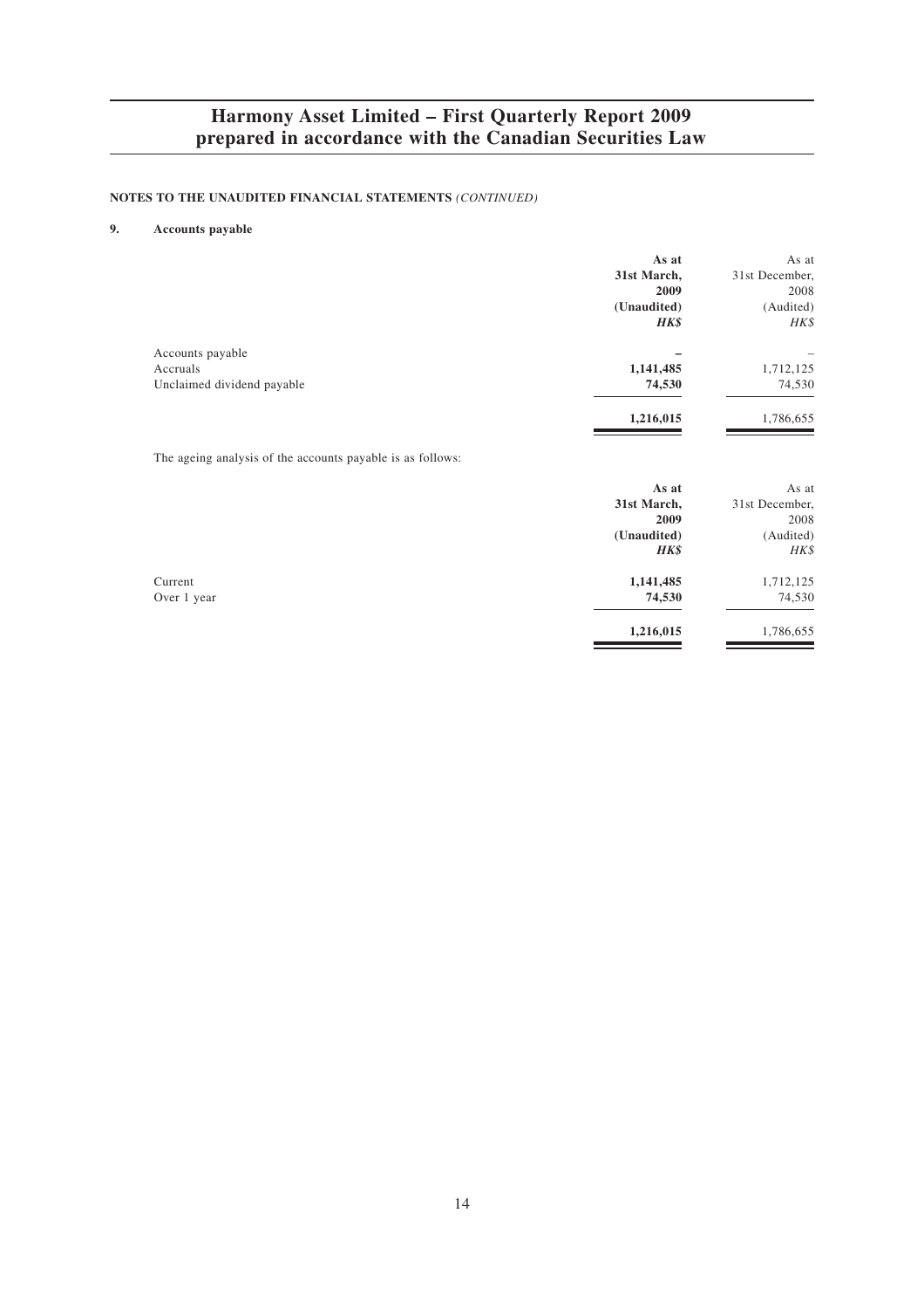## NOTES TO THE UNAUDITED FINANCIAL STATEMENTS *(CONTINUED)*

### 9. Accounts payable

| | **As at 31st March, 2009 (Unaudited)** | As at 31st December, 2008 (Audited) |
|---|---|---|
| | ***HK$*** | *HK$* |
| Accounts payable | **–** | – |
| Accruals | **1,141,485** | 1,712,125 |
| Unclaimed dividend payable | **74,530** | 74,530 |
| | **1,216,015** | 1,786,655 |

The ageing analysis of the accounts payable is as follows:

| | **As at 31st March, 2009 (Unaudited)** | As at 31st December, 2008 (Audited) |
|---|---|---|
| | ***HK$*** | *HK$* |
| Current | **1,141,485** | 1,712,125 |
| Over 1 year | **74,530** | 74,530 |
| | **1,216,015** | 1,786,655 |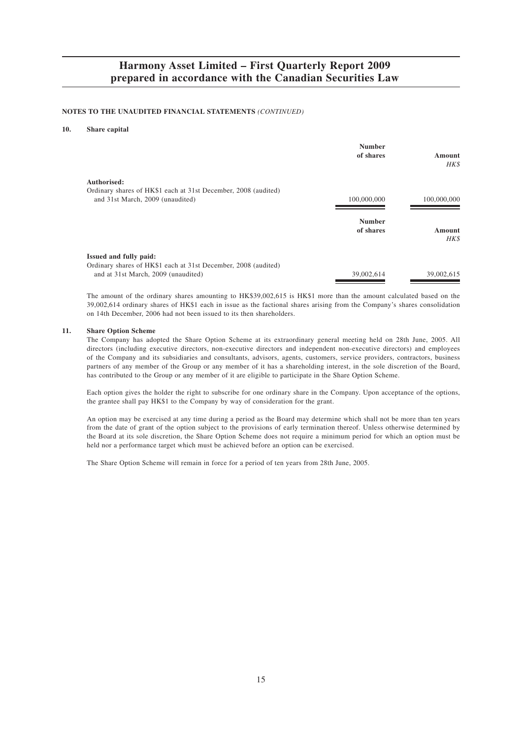**NOTES TO THE UNAUDITED FINANCIAL STATEMENTS** *(CONTINUED)*

**10. Share capital**

| | Number of shares | Amount *HK$* |
|---|---|---|
| **Authorised:** | | |
| Ordinary shares of HK$1 each at 31st December, 2008 (audited) and 31st March, 2009 (unaudited) | 100,000,000 | 100,000,000 |

| | Number of shares | Amount *HK$* |
|---|---|---|
| **Issued and fully paid:** | | |
| Ordinary shares of HK$1 each at 31st December, 2008 (audited) and at 31st March, 2009 (unaudited) | 39,002,614 | 39,002,615 |

The amount of the ordinary shares amounting to HK$39,002,615 is HK$1 more than the amount calculated based on the 39,002,614 ordinary shares of HK$1 each in issue as the factional shares arising from the Company's shares consolidation on 14th December, 2006 had not been issued to its then shareholders.

**11. Share Option Scheme**

The Company has adopted the Share Option Scheme at its extraordinary general meeting held on 28th June, 2005. All directors (including executive directors, non-executive directors and independent non-executive directors) and employees of the Company and its subsidiaries and consultants, advisors, agents, customers, service providers, contractors, business partners of any member of the Group or any member of it has a shareholding interest, in the sole discretion of the Board, has contributed to the Group or any member of it are eligible to participate in the Share Option Scheme.

Each option gives the holder the right to subscribe for one ordinary share in the Company. Upon acceptance of the options, the grantee shall pay HK$1 to the Company by way of consideration for the grant.

An option may be exercised at any time during a period as the Board may determine which shall not be more than ten years from the date of grant of the option subject to the provisions of early termination thereof. Unless otherwise determined by the Board at its sole discretion, the Share Option Scheme does not require a minimum period for which an option must be held nor a performance target which must be achieved before an option can be exercised.

The Share Option Scheme will remain in force for a period of ten years from 28th June, 2005.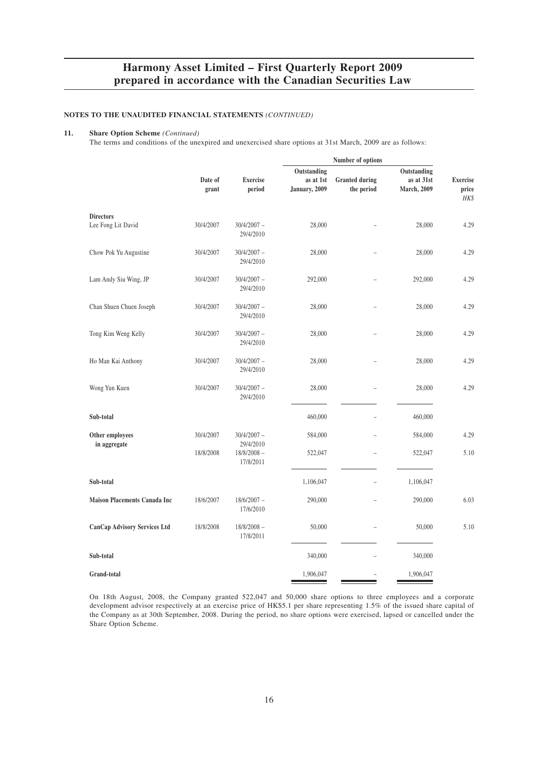## NOTES TO THE UNAUDITED FINANCIAL STATEMENTS *(CONTINUED)*

### 11. Share Option Scheme *(Continued)*

The terms and conditions of the unexpired and unexercised share options at 31st March, 2009 are as follows:

| | Date of grant | Exercise period | Number of options | | | Exercise price |
|---|---|---|---|---|---|---|
| | | | Outstanding as at 1st January, 2009 | Granted during the period | Outstanding as at 31st March, 2009 | HK$ |
| **Directors** | | | | | | |
| Lee Fong Lit David | 30/4/2007 | 30/4/2007 – 29/4/2010 | 28,000 | – | 28,000 | 4.29 |
| Chow Pok Yu Augustine | 30/4/2007 | 30/4/2007 – 29/4/2010 | 28,000 | – | 28,000 | 4.29 |
| Lam Andy Siu Wing, JP | 30/4/2007 | 30/4/2007 – 29/4/2010 | 292,000 | – | 292,000 | 4.29 |
| Chan Shuen Chuen Joseph | 30/4/2007 | 30/4/2007 – 29/4/2010 | 28,000 | – | 28,000 | 4.29 |
| Tong Kim Weng Kelly | 30/4/2007 | 30/4/2007 – 29/4/2010 | 28,000 | – | 28,000 | 4.29 |
| Ho Man Kai Anthony | 30/4/2007 | 30/4/2007 – 29/4/2010 | 28,000 | – | 28,000 | 4.29 |
| Wong Yun Kuen | 30/4/2007 | 30/4/2007 – 29/4/2010 | 28,000 | – | 28,000 | 4.29 |
| **Sub-total** | | | 460,000 | – | 460,000 | |
| **Other employees in aggregate** | 30/4/2007 | 30/4/2007 – 29/4/2010 | 584,000 | – | 584,000 | 4.29 |
| | 18/8/2008 | 18/8/2008 – 17/8/2011 | 522,047 | – | 522,047 | 5.10 |
| **Sub-total** | | | 1,106,047 | – | 1,106,047 | |
| **Maison Placements Canada Inc** | 18/6/2007 | 18/6/2007 – 17/6/2010 | 290,000 | – | 290,000 | 6.03 |
| **CanCap Advisory Services Ltd** | 18/8/2008 | 18/8/2008 – 17/8/2011 | 50,000 | – | 50,000 | 5.10 |
| **Sub-total** | | | 340,000 | – | 340,000 | |
| **Grand-total** | | | 1,906,047 | – | 1,906,047 | |

On 18th August, 2008, the Company granted 522,047 and 50,000 share options to three employees and a corporate development advisor respectively at an exercise price of HK$5.1 per share representing 1.5% of the issued share capital of the Company as at 30th September, 2008. During the period, no share options were exercised, lapsed or cancelled under the Share Option Scheme.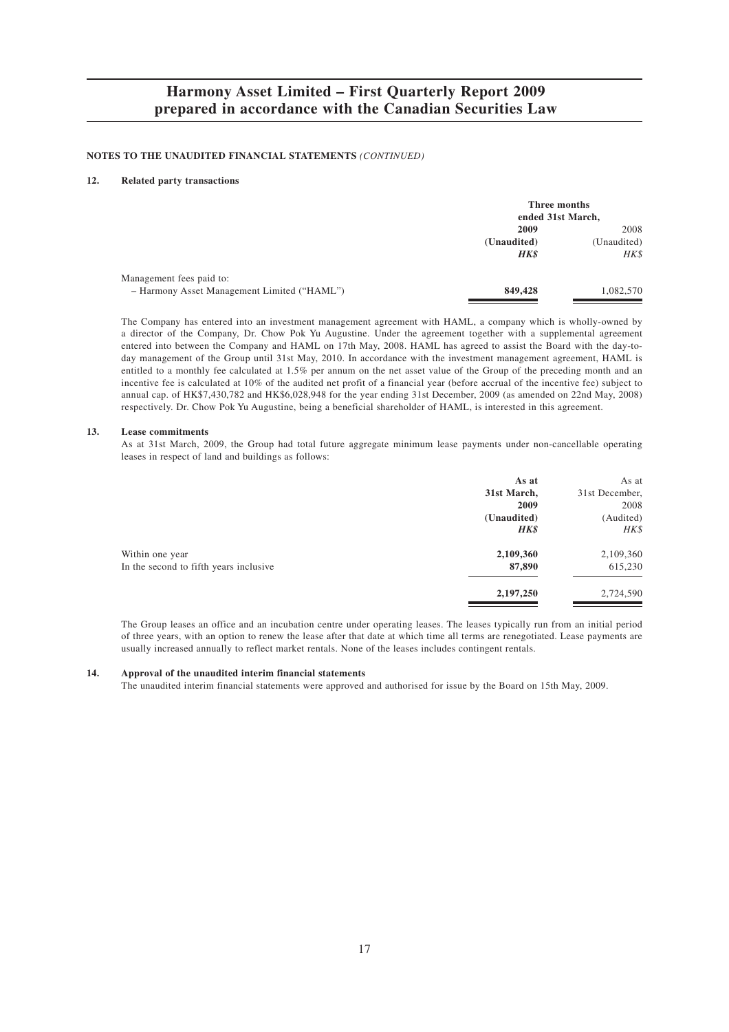**NOTES TO THE UNAUDITED FINANCIAL STATEMENTS** *(CONTINUED)*

**12. Related party transactions**

| | Three months ended 31st March, | |
|---|---|---|
| | **2009** | 2008 |
| | **(Unaudited)** | (Unaudited) |
| | ***HK$*** | *HK$* |
| Management fees paid to: | | |
| – Harmony Asset Management Limited ("HAML") | **849,428** | 1,082,570 |

The Company has entered into an investment management agreement with HAML, a company which is wholly-owned by a director of the Company, Dr. Chow Pok Yu Augustine. Under the agreement together with a supplemental agreement entered into between the Company and HAML on 17th May, 2008. HAML has agreed to assist the Board with the day-to-day management of the Group until 31st May, 2010. In accordance with the investment management agreement, HAML is entitled to a monthly fee calculated at 1.5% per annum on the net asset value of the Group of the preceding month and an incentive fee is calculated at 10% of the audited net profit of a financial year (before accrual of the incentive fee) subject to annual cap. of HK$7,430,782 and HK$6,028,948 for the year ending 31st December, 2009 (as amended on 22nd May, 2008) respectively. Dr. Chow Pok Yu Augustine, being a beneficial shareholder of HAML, is interested in this agreement.

**13. Lease commitments**

As at 31st March, 2009, the Group had total future aggregate minimum lease payments under non-cancellable operating leases in respect of land and buildings as follows:

| | **As at 31st March, 2009** | As at 31st December, 2008 |
|---|---|---|
| | **(Unaudited)** | (Audited) |
| | ***HK$*** | *HK$* |
| Within one year | **2,109,360** | 2,109,360 |
| In the second to fifth years inclusive | **87,890** | 615,230 |
| | **2,197,250** | 2,724,590 |

The Group leases an office and an incubation centre under operating leases. The leases typically run from an initial period of three years, with an option to renew the lease after that date at which time all terms are renegotiated. Lease payments are usually increased annually to reflect market rentals. None of the leases includes contingent rentals.

**14. Approval of the unaudited interim financial statements**

The unaudited interim financial statements were approved and authorised for issue by the Board on 15th May, 2009.